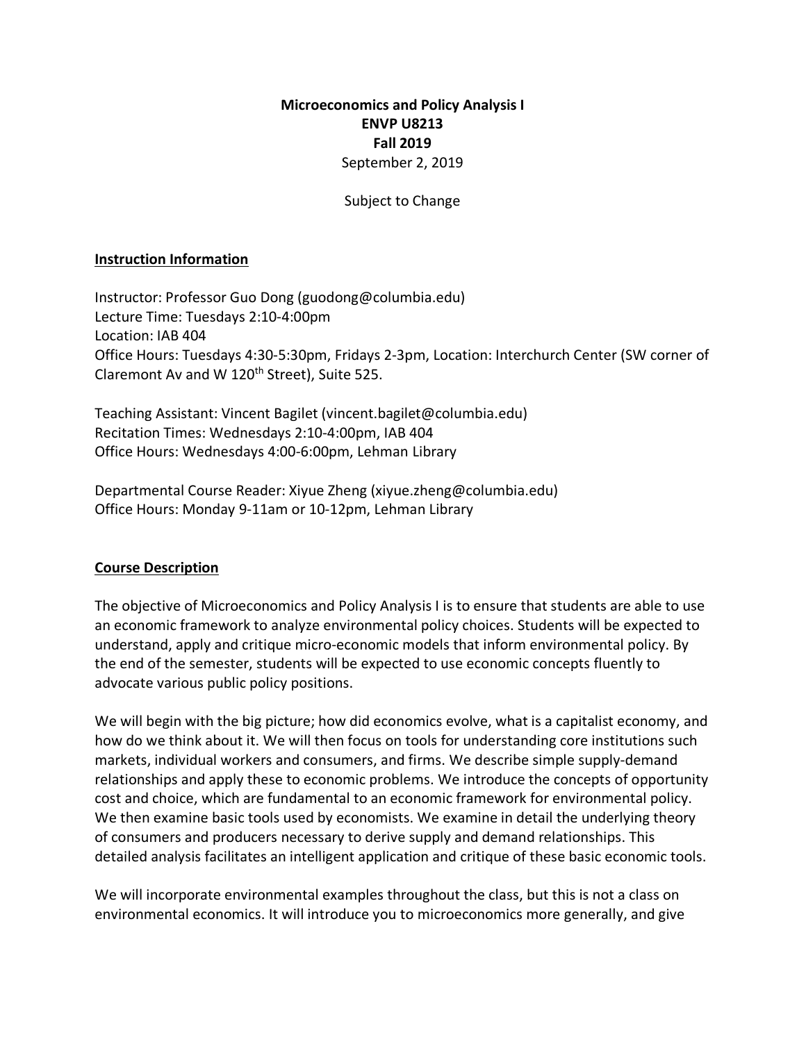**Microeconomics and Policy Analysis I**
**ENVP U8213**
**Fall 2019**
September 2, 2019

Subject to Change

## Instruction Information

Instructor: Professor Guo Dong (guodong@columbia.edu)
Lecture Time: Tuesdays 2:10-4:00pm
Location: IAB 404
Office Hours: Tuesdays 4:30-5:30pm, Fridays 2-3pm, Location: Interchurch Center (SW corner of Claremont Av and W 120th Street), Suite 525.

Teaching Assistant: Vincent Bagilet (vincent.bagilet@columbia.edu)
Recitation Times: Wednesdays 2:10-4:00pm, IAB 404
Office Hours: Wednesdays 4:00-6:00pm, Lehman Library

Departmental Course Reader: Xiyue Zheng (xiyue.zheng@columbia.edu)
Office Hours: Monday 9-11am or 10-12pm, Lehman Library

## Course Description

The objective of Microeconomics and Policy Analysis I is to ensure that students are able to use an economic framework to analyze environmental policy choices. Students will be expected to understand, apply and critique micro-economic models that inform environmental policy. By the end of the semester, students will be expected to use economic concepts fluently to advocate various public policy positions.

We will begin with the big picture; how did economics evolve, what is a capitalist economy, and how do we think about it. We will then focus on tools for understanding core institutions such markets, individual workers and consumers, and firms. We describe simple supply-demand relationships and apply these to economic problems. We introduce the concepts of opportunity cost and choice, which are fundamental to an economic framework for environmental policy. We then examine basic tools used by economists. We examine in detail the underlying theory of consumers and producers necessary to derive supply and demand relationships. This detailed analysis facilitates an intelligent application and critique of these basic economic tools.

We will incorporate environmental examples throughout the class, but this is not a class on environmental economics. It will introduce you to microeconomics more generally, and give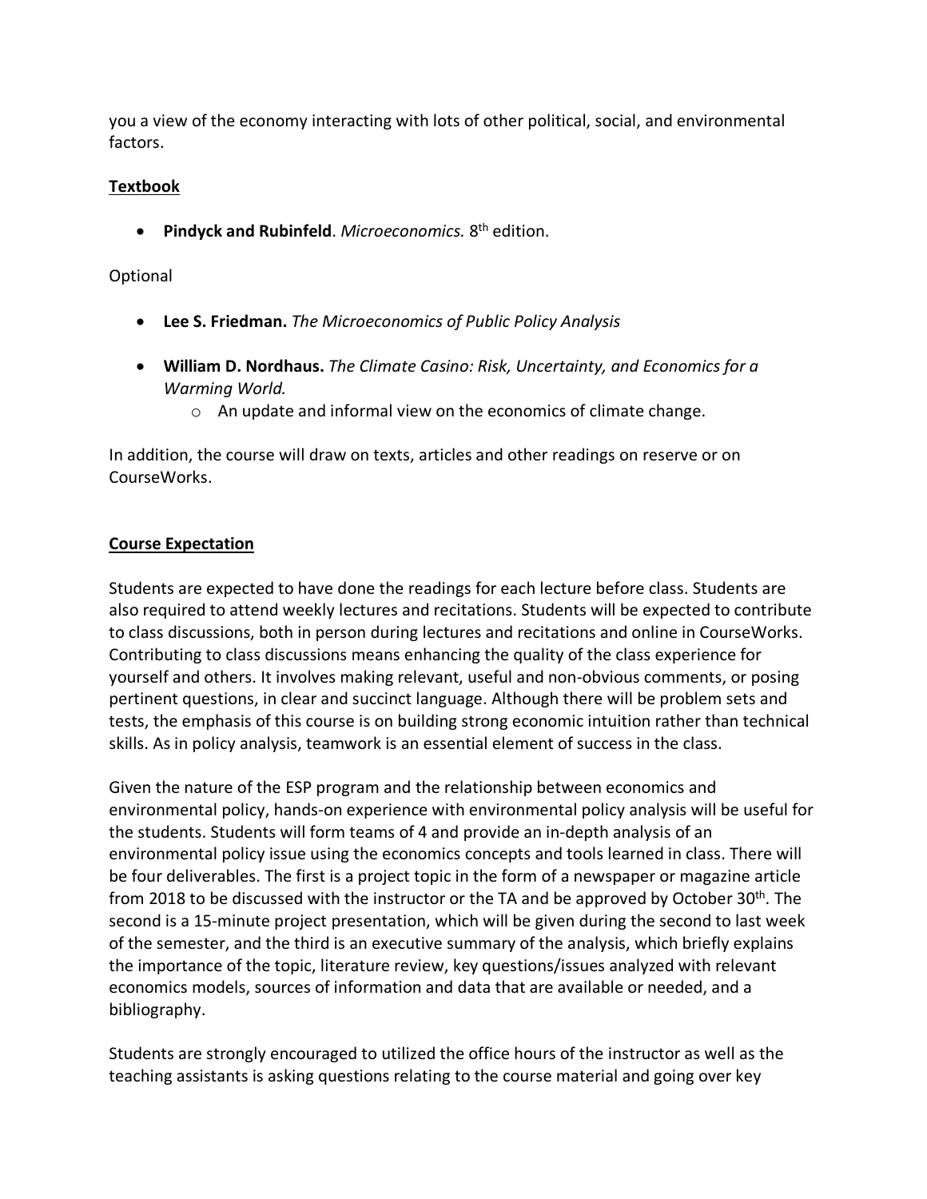you a view of the economy interacting with lots of other political, social, and environmental factors.

## Textbook

- **Pindyck and Rubinfeld**. *Microeconomics.* 8th edition.

Optional

- **Lee S. Friedman.** *The Microeconomics of Public Policy Analysis*

- **William D. Nordhaus.** *The Climate Casino: Risk, Uncertainty, and Economics for a Warming World.*
    - An update and informal view on the economics of climate change.

In addition, the course will draw on texts, articles and other readings on reserve or on CourseWorks.

## Course Expectation

Students are expected to have done the readings for each lecture before class. Students are also required to attend weekly lectures and recitations. Students will be expected to contribute to class discussions, both in person during lectures and recitations and online in CourseWorks. Contributing to class discussions means enhancing the quality of the class experience for yourself and others. It involves making relevant, useful and non-obvious comments, or posing pertinent questions, in clear and succinct language. Although there will be problem sets and tests, the emphasis of this course is on building strong economic intuition rather than technical skills. As in policy analysis, teamwork is an essential element of success in the class.

Given the nature of the ESP program and the relationship between economics and environmental policy, hands-on experience with environmental policy analysis will be useful for the students. Students will form teams of 4 and provide an in-depth analysis of an environmental policy issue using the economics concepts and tools learned in class. There will be four deliverables. The first is a project topic in the form of a newspaper or magazine article from 2018 to be discussed with the instructor or the TA and be approved by October 30th. The second is a 15-minute project presentation, which will be given during the second to last week of the semester, and the third is an executive summary of the analysis, which briefly explains the importance of the topic, literature review, key questions/issues analyzed with relevant economics models, sources of information and data that are available or needed, and a bibliography.

Students are strongly encouraged to utilized the office hours of the instructor as well as the teaching assistants is asking questions relating to the course material and going over key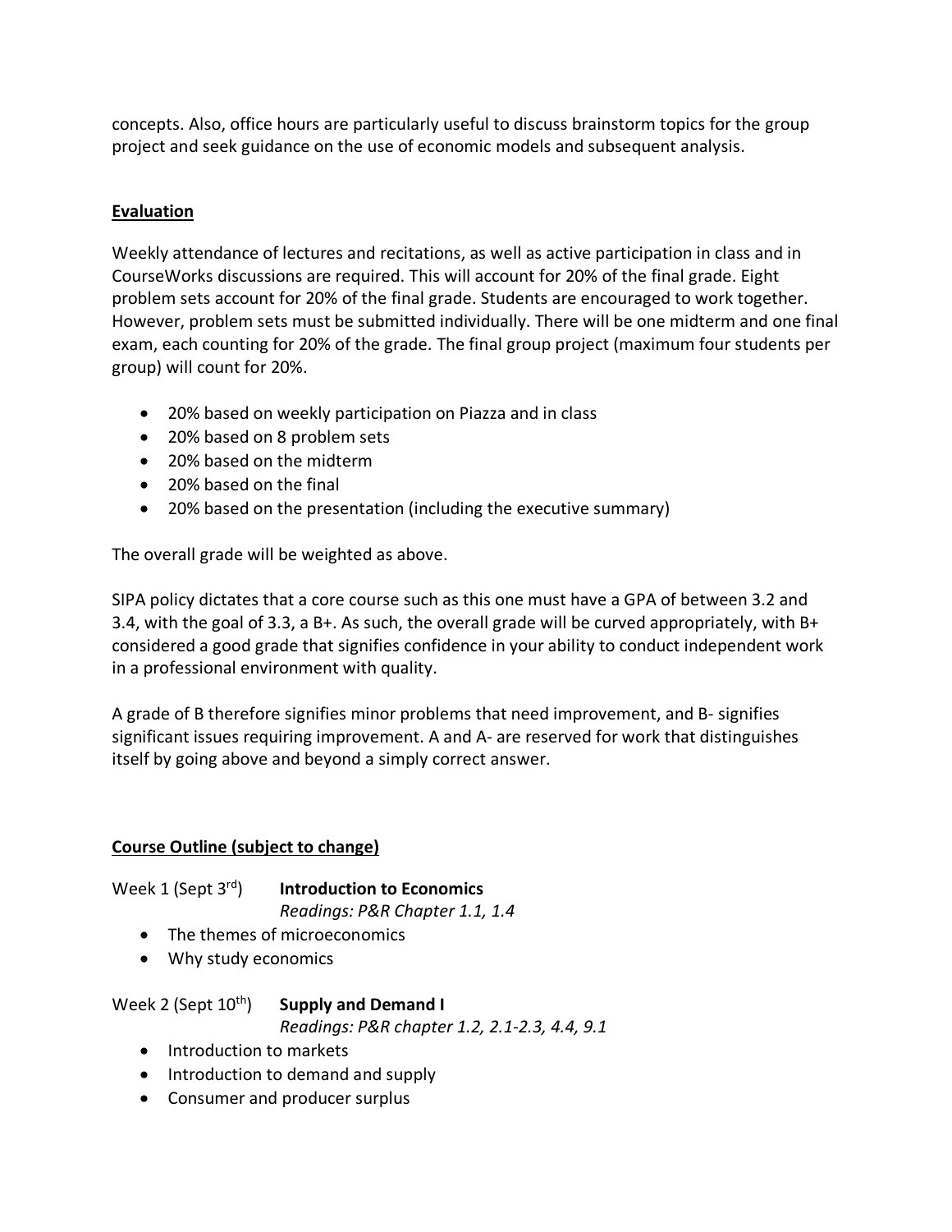concepts. Also, office hours are particularly useful to discuss brainstorm topics for the group project and seek guidance on the use of economic models and subsequent analysis.

## Evaluation

Weekly attendance of lectures and recitations, as well as active participation in class and in CourseWorks discussions are required. This will account for 20% of the final grade. Eight problem sets account for 20% of the final grade. Students are encouraged to work together. However, problem sets must be submitted individually. There will be one midterm and one final exam, each counting for 20% of the grade. The final group project (maximum four students per group) will count for 20%.

- 20% based on weekly participation on Piazza and in class
- 20% based on 8 problem sets
- 20% based on the midterm
- 20% based on the final
- 20% based on the presentation (including the executive summary)

The overall grade will be weighted as above.

SIPA policy dictates that a core course such as this one must have a GPA of between 3.2 and 3.4, with the goal of 3.3, a B+. As such, the overall grade will be curved appropriately, with B+ considered a good grade that signifies confidence in your ability to conduct independent work in a professional environment with quality.

A grade of B therefore signifies minor problems that need improvement, and B- signifies significant issues requiring improvement. A and A- are reserved for work that distinguishes itself by going above and beyond a simply correct answer.

## Course Outline (subject to change)

Week 1 (Sept 3rd) **Introduction to Economics**
*Readings: P&R Chapter 1.1, 1.4*

- The themes of microeconomics
- Why study economics

Week 2 (Sept 10th) **Supply and Demand I**
*Readings: P&R chapter 1.2, 2.1-2.3, 4.4, 9.1*

- Introduction to markets
- Introduction to demand and supply
- Consumer and producer surplus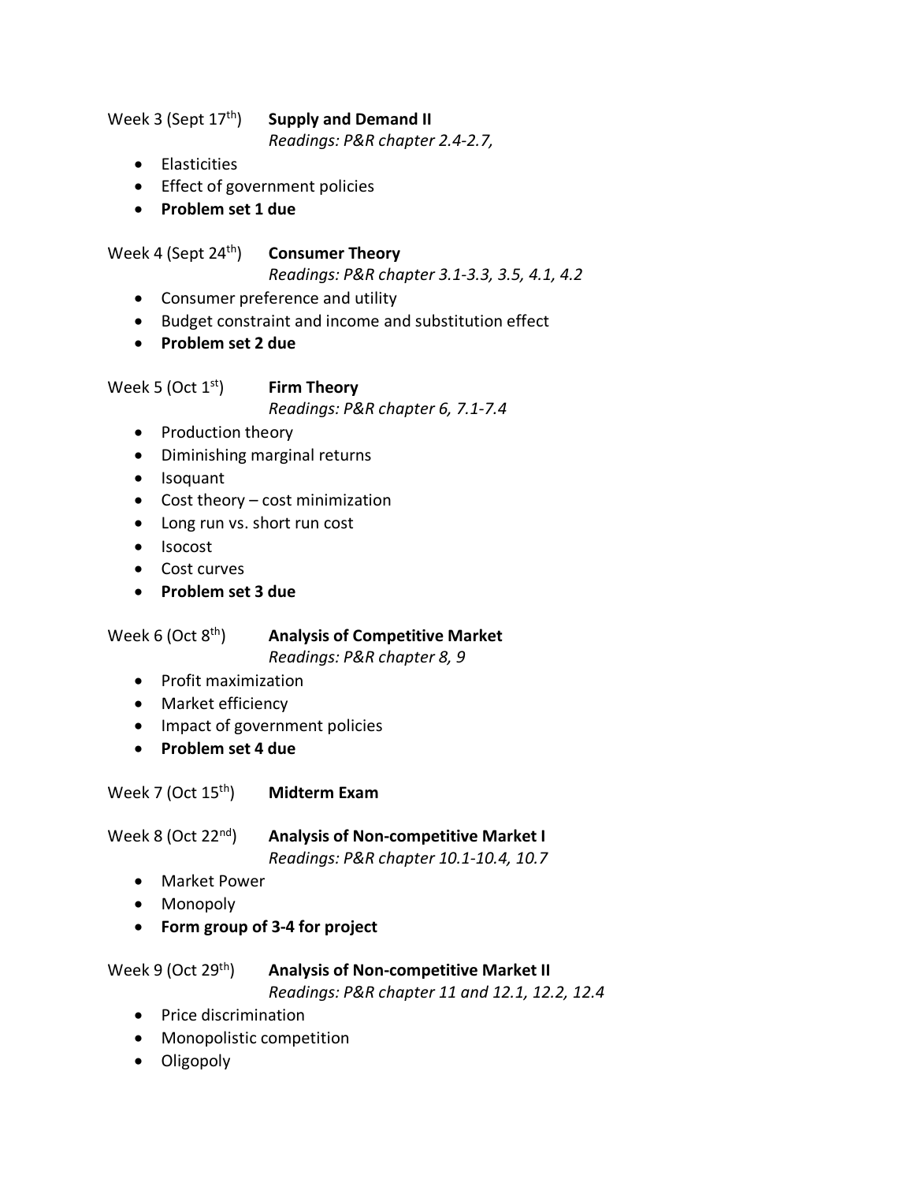Week 3 (Sept 17th) **Supply and Demand II**
*Readings: P&R chapter 2.4-2.7,*

- Elasticities
- Effect of government policies
- **Problem set 1 due**

Week 4 (Sept 24th) **Consumer Theory**
*Readings: P&R chapter 3.1-3.3, 3.5, 4.1, 4.2*

- Consumer preference and utility
- Budget constraint and income and substitution effect
- **Problem set 2 due**

Week 5 (Oct 1st) **Firm Theory**
*Readings: P&R chapter 6, 7.1-7.4*

- Production theory
- Diminishing marginal returns
- Isoquant
- Cost theory – cost minimization
- Long run vs. short run cost
- Isocost
- Cost curves
- **Problem set 3 due**

Week 6 (Oct 8th) **Analysis of Competitive Market**
*Readings: P&R chapter 8, 9*

- Profit maximization
- Market efficiency
- Impact of government policies
- **Problem set 4 due**

Week 7 (Oct 15th) **Midterm Exam**

Week 8 (Oct 22nd) **Analysis of Non-competitive Market I**
*Readings: P&R chapter 10.1-10.4, 10.7*

- Market Power
- Monopoly
- **Form group of 3-4 for project**

Week 9 (Oct 29th) **Analysis of Non-competitive Market II**
*Readings: P&R chapter 11 and 12.1, 12.2, 12.4*

- Price discrimination
- Monopolistic competition
- Oligopoly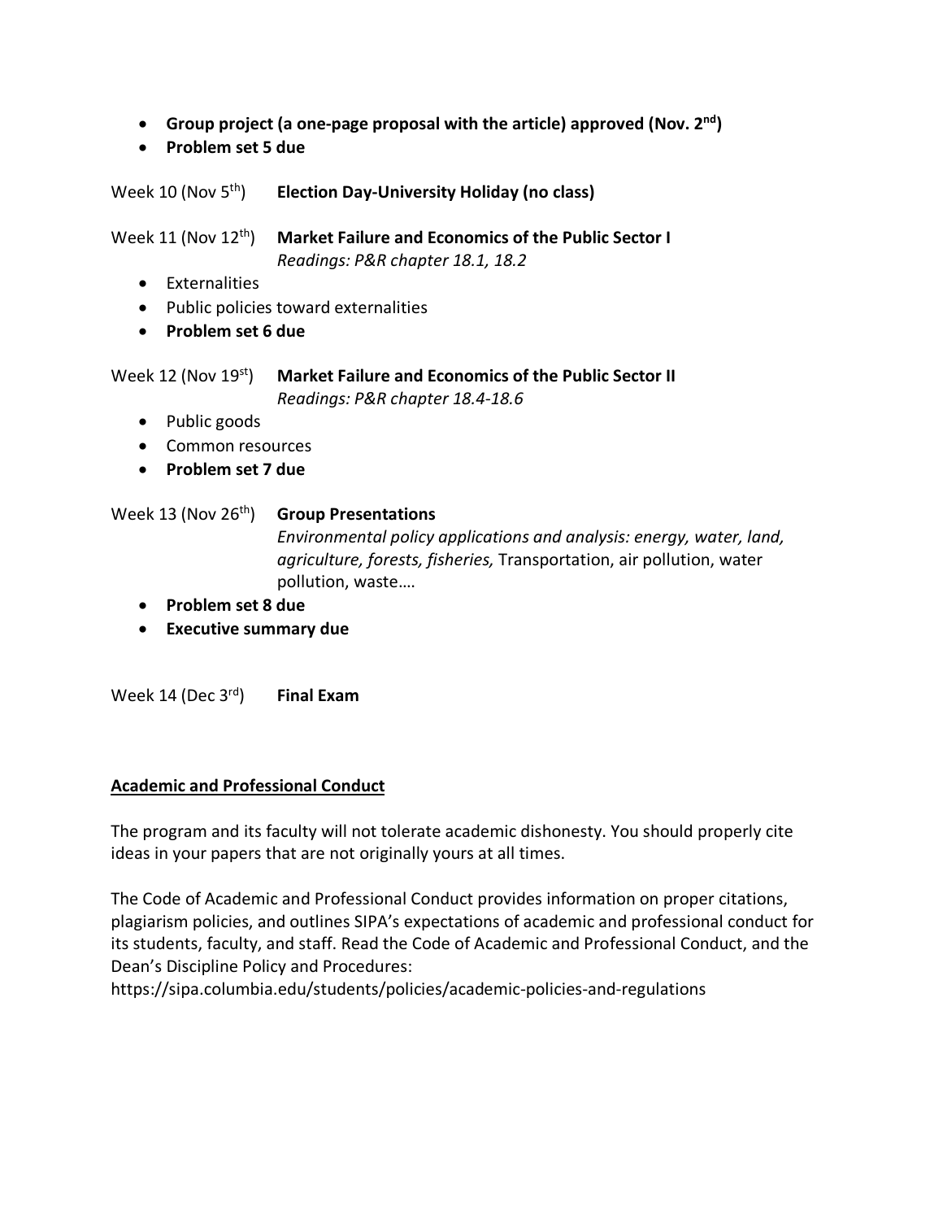- **Group project (a one-page proposal with the article) approved (Nov. 2nd)**
- **Problem set 5 due**

Week 10 (Nov 5th) **Election Day-University Holiday (no class)**

Week 11 (Nov 12th) **Market Failure and Economics of the Public Sector I**
*Readings: P&R chapter 18.1, 18.2*

- Externalities
- Public policies toward externalities
- **Problem set 6 due**

Week 12 (Nov 19st) **Market Failure and Economics of the Public Sector II**
*Readings: P&R chapter 18.4-18.6*

- Public goods
- Common resources
- **Problem set 7 due**

Week 13 (Nov 26th) **Group Presentations**
*Environmental policy applications and analysis: energy, water, land, agriculture, forests, fisheries,* Transportation, air pollution, water pollution, waste….

- **Problem set 8 due**
- **Executive summary due**

Week 14 (Dec 3rd) **Final Exam**

## Academic and Professional Conduct

The program and its faculty will not tolerate academic dishonesty. You should properly cite ideas in your papers that are not originally yours at all times.

The Code of Academic and Professional Conduct provides information on proper citations, plagiarism policies, and outlines SIPA's expectations of academic and professional conduct for its students, faculty, and staff. Read the Code of Academic and Professional Conduct, and the Dean's Discipline Policy and Procedures:
https://sipa.columbia.edu/students/policies/academic-policies-and-regulations